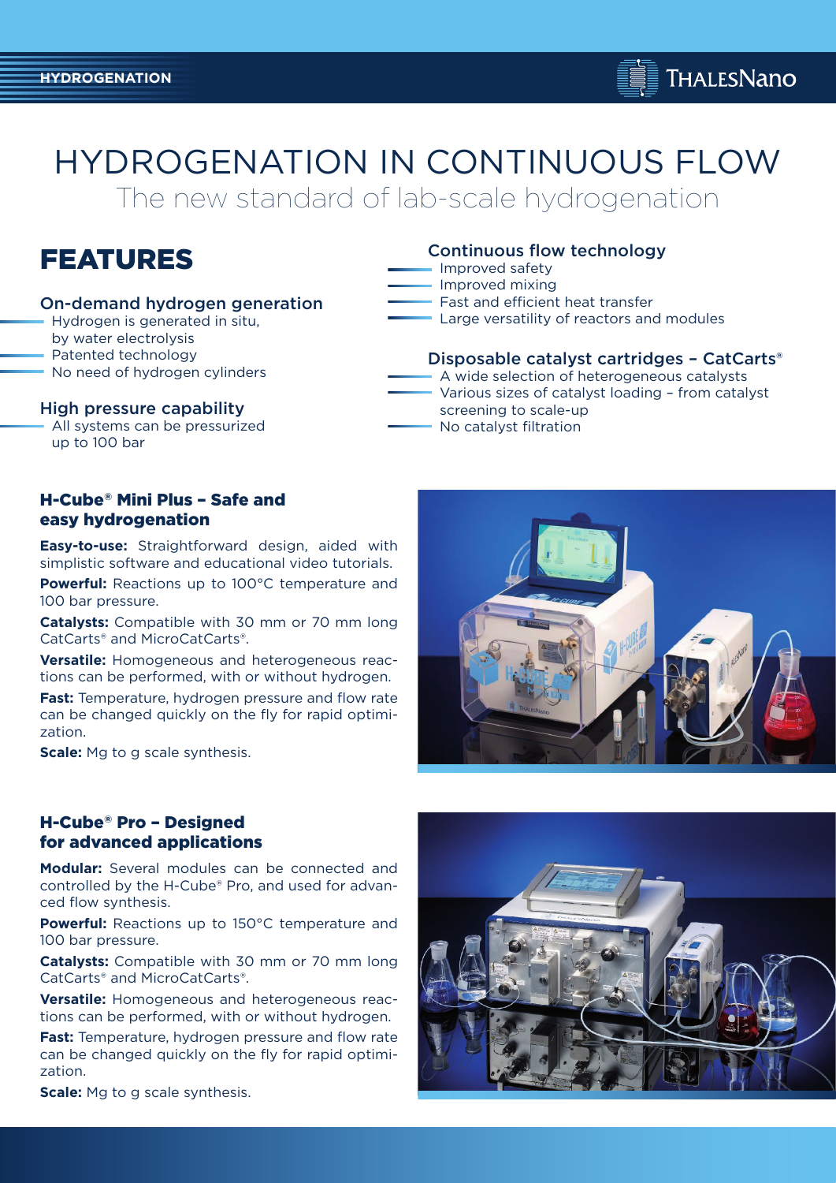HYDROGENATION

# HYDROGENATION IN CONTINUOUS FLOW

The new standard of lab-scale hydrogenation

## FEATURES

### On-demand hydrogen generation

- Hydrogen is generated in situ, by water electrolysis
- Patented technology
- No need of hydrogen cylinders

### High pressure capability

- All systems can be pressurized up to 100 bar

### Continuous flow technology

- Improved safety
- Improved mixing
- Fast and efficient heat transfer
- Large versatility of reactors and modules

### Disposable catalyst cartridges – CatCarts®

- A wide selection of heterogeneous catalysts
- Various sizes of catalyst loading – from catalyst screening to scale-up
- No catalyst filtration

### H-Cube® Mini Plus – Safe and easy hydrogenation

**Easy-to-use:** Straightforward design, aided with simplistic software and educational video tutorials.

**Powerful:** Reactions up to 100°C temperature and 100 bar pressure.

**Catalysts:** Compatible with 30 mm or 70 mm long CatCarts® and MicroCatCarts®.

**Versatile:** Homogeneous and heterogeneous reactions can be performed, with or without hydrogen.

**Fast:** Temperature, hydrogen pressure and flow rate can be changed quickly on the fly for rapid optimization.

**Scale:** Mg to g scale synthesis.

### H-Cube® Pro – Designed for advanced applications

**Modular:** Several modules can be connected and controlled by the H-Cube® Pro, and used for advanced flow synthesis.

**Powerful:** Reactions up to 150°C temperature and 100 bar pressure.

**Catalysts:** Compatible with 30 mm or 70 mm long CatCarts® and MicroCatCarts®.

**Versatile:** Homogeneous and heterogeneous reactions can be performed, with or without hydrogen.

**Fast:** Temperature, hydrogen pressure and flow rate can be changed quickly on the fly for rapid optimization.

**Scale:** Mg to g scale synthesis.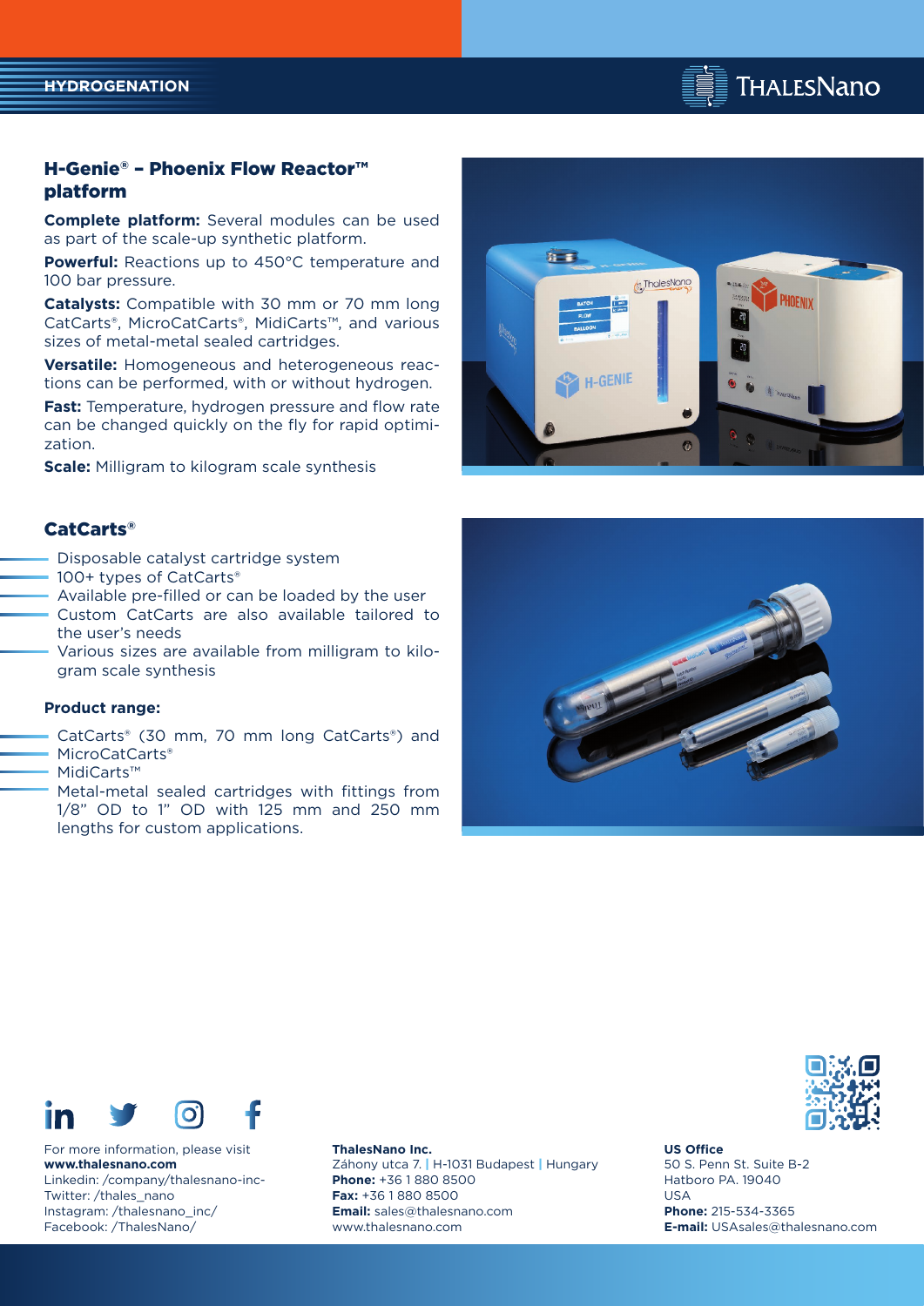## H-Genie® – Phoenix Flow Reactor™ platform

**Complete platform:** Several modules can be used as part of the scale-up synthetic platform.

**Powerful:** Reactions up to 450°C temperature and 100 bar pressure.

**Catalysts:** Compatible with 30 mm or 70 mm long CatCarts®, MicroCatCarts®, MidiCarts™, and various sizes of metal-metal sealed cartridges.

**Versatile:** Homogeneous and heterogeneous reactions can be performed, with or without hydrogen.

**Fast:** Temperature, hydrogen pressure and flow rate can be changed quickly on the fly for rapid optimization.

**Scale:** Milligram to kilogram scale synthesis

## CatCarts®

- Disposable catalyst cartridge system
- 100+ types of CatCarts®
- Available pre-filled or can be loaded by the user
- Custom CatCarts are also available tailored to the user's needs
- Various sizes are available from milligram to kilogram scale synthesis

### Product range:

- CatCarts® (30 mm, 70 mm long CatCarts®) and MicroCatCarts®
- MidiCarts™
- Metal-metal sealed cartridges with fittings from 1/8" OD to 1" OD with 125 mm and 250 mm lengths for custom applications.

For more information, please visit
**www.thalesnano.com**
Linkedin: /company/thalesnano-inc-
Twitter: /thales_nano
Instagram: /thalesnano_inc/
Facebook: /ThalesNano/

**ThalesNano Inc.**
Záhony utca 7. | H-1031 Budapest | Hungary
**Phone:** +36 1 880 8500
**Fax:** +36 1 880 8500
**Email:** sales@thalesnano.com
www.thalesnano.com

**US Office**
50 S. Penn St. Suite B-2
Hatboro PA. 19040
USA
**Phone:** 215-534-3365
**E-mail:** USAsales@thalesnano.com